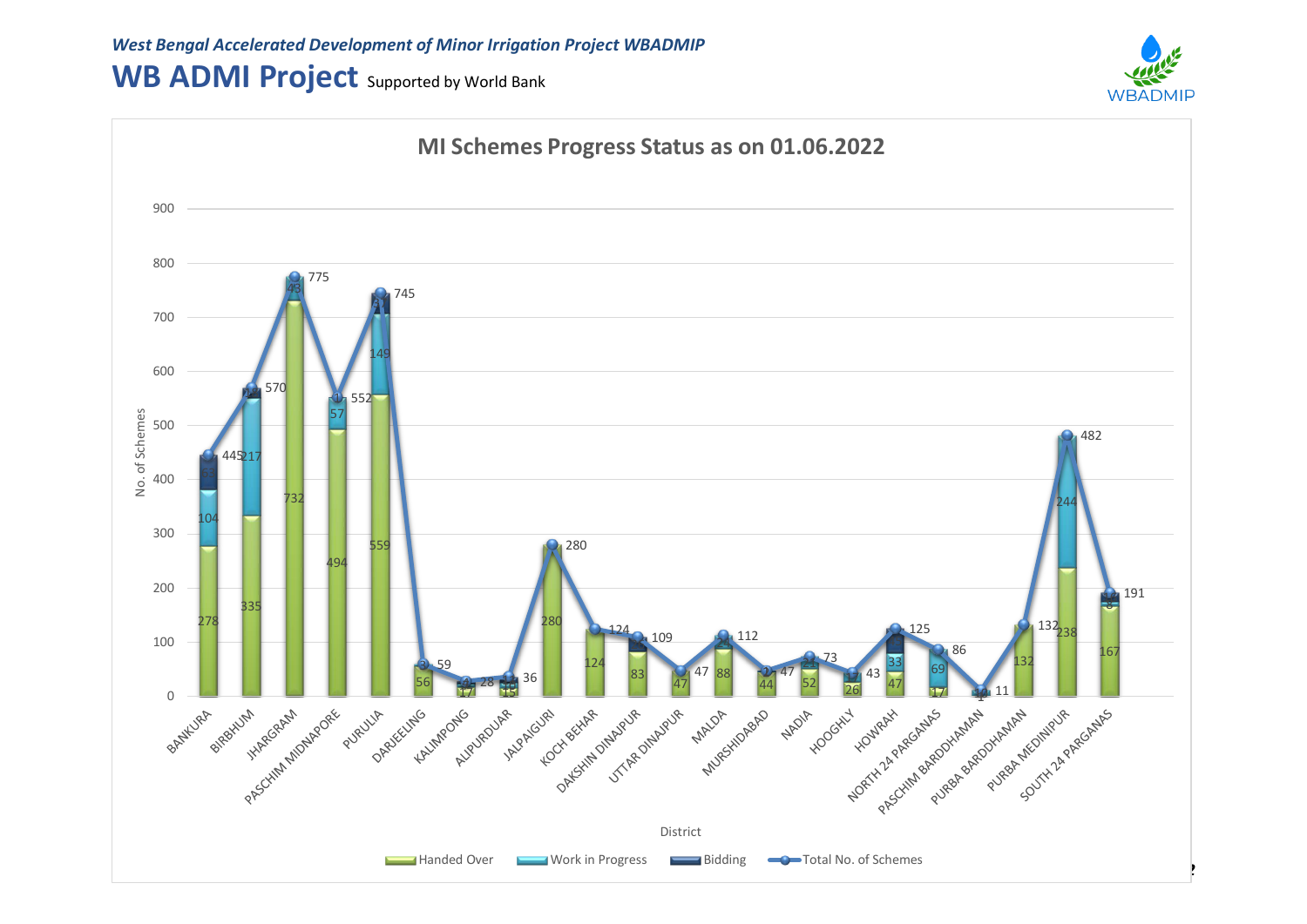*West Bengal Accelerated Development of Minor Irrigation Project WBADMIP*

# WB ADMI Project Supported by World Bank

WBADMIP

## MI Schemes Progress Status as on 01.06.2022

| District | Handed Over | Work in Progress | Bidding | Total No. of Schemes |
|---|---|---|---|---|
| BANKURA | 278 | 104 | 63 | 445 |
| BIRBHUM | 335 | 217 | | 570 |
| JHARGRAM | 732 | 43 | | 775 |
| PASCHIM MIDNAPORE | 494 | 57 | 1 | 552 |
| PURULIA | 559 | 149 | 37 | 745 |
| DARJEELING | 56 | | 3 | 59 |
| KALIMPONG | 17 | | | 28 |
| ALIPURDUAR | 15 | | | 36 |
| JALPAIGURI | 280 | | | 280 |
| KOCH BEHAR | 124 | | | 124 |
| DAKSHIN DINAJPUR | 83 | | | 109 |
| UTTAR DINAJPUR | 47 | | | 47 |
| MALDA | 88 | | | 112 |
| MURSHIDABAD | 44 | | | 47 |
| NADIA | 52 | 21 | | 73 |
| HOOGHLY | 26 | | 17 | 43 |
| HOWRAH | 47 | 33 | | 125 |
| NORTH 24 PARGANAS | 17 | 69 | | 86 |
| PASCHIM BARDDHAMAN | 1 | | 10 | 11 |
| PURBA BARDDHAMAN | 132 | | | 132 |
| PURBA MEDINIPUR | 238 | 244 | | 482 |
| SOUTH 24 PARGANAS | 167 | 8 | | 191 |

Y-axis: No. of Schemes (0–900); X-axis: District

Legend: Handed Over, Work in Progress, Bidding, Total No. of Schemes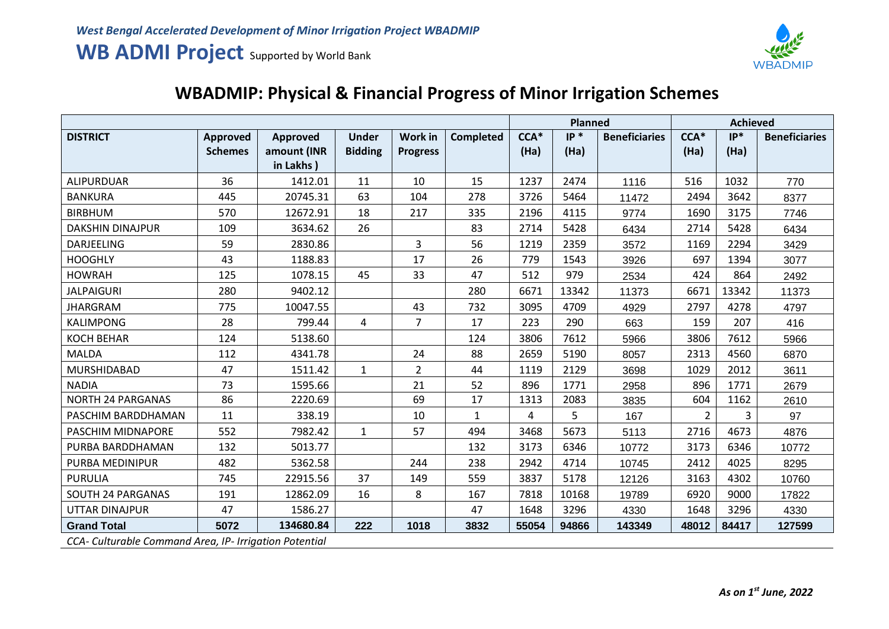*West Bengal Accelerated Development of Minor Irrigation Project WBADMIP*

**WB ADMI Project** Supported by World Bank

# WBADMIP: Physical & Financial Progress of Minor Irrigation Schemes

| | | | | | | Planned | | | Achieved | | |
|---|---|---|---|---|---|---|---|---|---|---|---|
| **DISTRICT** | **Approved Schemes** | **Approved amount (INR in Lakhs )** | **Under Bidding** | **Work in Progress** | **Completed** | **CCA* (Ha)** | **IP * (Ha)** | **Beneficiaries** | **CCA* (Ha)** | **IP* (Ha)** | **Beneficiaries** |
| ALIPURDUAR | 36 | 1412.01 | 11 | 10 | 15 | 1237 | 2474 | 1116 | 516 | 1032 | 770 |
| BANKURA | 445 | 20745.31 | 63 | 104 | 278 | 3726 | 5464 | 11472 | 2494 | 3642 | 8377 |
| BIRBHUM | 570 | 12672.91 | 18 | 217 | 335 | 2196 | 4115 | 9774 | 1690 | 3175 | 7746 |
| DAKSHIN DINAJPUR | 109 | 3634.62 | 26 | | 83 | 2714 | 5428 | 6434 | 2714 | 5428 | 6434 |
| DARJEELING | 59 | 2830.86 | | 3 | 56 | 1219 | 2359 | 3572 | 1169 | 2294 | 3429 |
| HOOGHLY | 43 | 1188.83 | | 17 | 26 | 779 | 1543 | 3926 | 697 | 1394 | 3077 |
| HOWRAH | 125 | 1078.15 | 45 | 33 | 47 | 512 | 979 | 2534 | 424 | 864 | 2492 |
| JALPAIGURI | 280 | 9402.12 | | | 280 | 6671 | 13342 | 11373 | 6671 | 13342 | 11373 |
| JHARGRAM | 775 | 10047.55 | | 43 | 732 | 3095 | 4709 | 4929 | 2797 | 4278 | 4797 |
| KALIMPONG | 28 | 799.44 | 4 | 7 | 17 | 223 | 290 | 663 | 159 | 207 | 416 |
| KOCH BEHAR | 124 | 5138.60 | | | 124 | 3806 | 7612 | 5966 | 3806 | 7612 | 5966 |
| MALDA | 112 | 4341.78 | | 24 | 88 | 2659 | 5190 | 8057 | 2313 | 4560 | 6870 |
| MURSHIDABAD | 47 | 1511.42 | 1 | 2 | 44 | 1119 | 2129 | 3698 | 1029 | 2012 | 3611 |
| NADIA | 73 | 1595.66 | | 21 | 52 | 896 | 1771 | 2958 | 896 | 1771 | 2679 |
| NORTH 24 PARGANAS | 86 | 2220.69 | | 69 | 17 | 1313 | 2083 | 3835 | 604 | 1162 | 2610 |
| PASCHIM BARDDHAMAN | 11 | 338.19 | | 10 | 1 | 4 | 5 | 167 | 2 | 3 | 97 |
| PASCHIM MIDNAPORE | 552 | 7982.42 | 1 | 57 | 494 | 3468 | 5673 | 5113 | 2716 | 4673 | 4876 |
| PURBA BARDDHAMAN | 132 | 5013.77 | | | 132 | 3173 | 6346 | 10772 | 3173 | 6346 | 10772 |
| PURBA MEDINIPUR | 482 | 5362.58 | | 244 | 238 | 2942 | 4714 | 10745 | 2412 | 4025 | 8295 |
| PURULIA | 745 | 22915.56 | 37 | 149 | 559 | 3837 | 5178 | 12126 | 3163 | 4302 | 10760 |
| SOUTH 24 PARGANAS | 191 | 12862.09 | 16 | 8 | 167 | 7818 | 10168 | 19789 | 6920 | 9000 | 17822 |
| UTTAR DINAJPUR | 47 | 1586.27 | | | 47 | 1648 | 3296 | 4330 | 1648 | 3296 | 4330 |
| **Grand Total** | **5072** | **134680.84** | **222** | **1018** | **3832** | **55054** | **94866** | **143349** | **48012** | **84417** | **127599** |

*CCA- Culturable Command Area, IP- Irrigation Potential*

***As on 1st June, 2022***